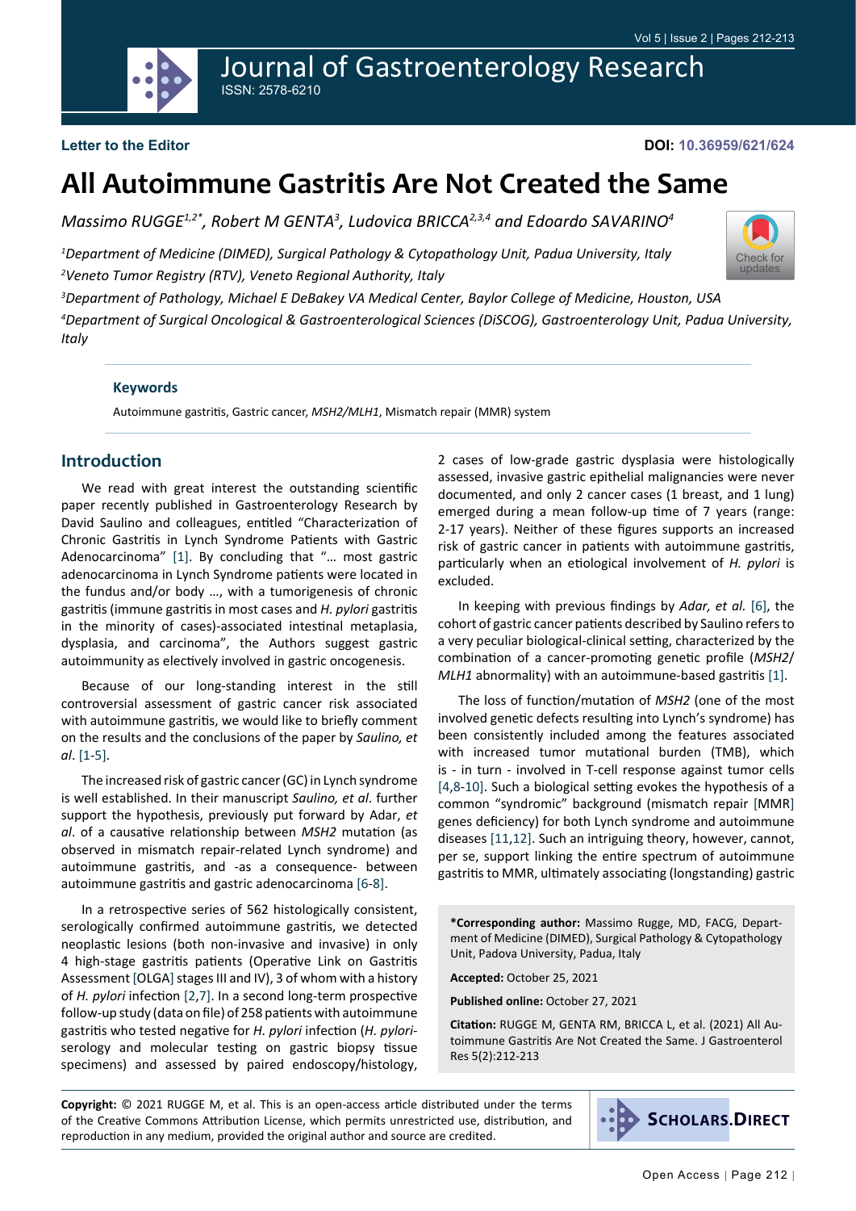Letter to the Editor

DOI: 10.36959/621/624

# All Autoimmune Gastritis Are Not Created the Same

*Massimo RUGGE[1,2*], Robert M GENTA[3], Ludovica BRICCA[2,3,4] and Edoardo SAVARINO[4]*

[1]*Department of Medicine (DIMED), Surgical Pathology & Cytopathology Unit, Padua University, Italy*

[2]*Veneto Tumor Registry (RTV), Veneto Regional Authority, Italy*

[3]*Department of Pathology, Michael E DeBakey VA Medical Center, Baylor College of Medicine, Houston, USA*

[4]*Department of Surgical Oncological & Gastroenterological Sciences (DiSCOG), Gastroenterology Unit, Padua University, Italy*

### Keywords

Autoimmune gastritis, Gastric cancer, *MSH2/MLH1*, Mismatch repair (MMR) system

## Introduction

We read with great interest the outstanding scientific paper recently published in Gastroenterology Research by David Saulino and colleagues, entitled "Characterization of Chronic Gastritis in Lynch Syndrome Patients with Gastric Adenocarcinoma" [1]. By concluding that "… most gastric adenocarcinoma in Lynch Syndrome patients were located in the fundus and/or body …, with a tumorigenesis of chronic gastritis (immune gastritis in most cases and *H. pylori* gastritis in the minority of cases)-associated intestinal metaplasia, dysplasia, and carcinoma", the Authors suggest gastric autoimmunity as electively involved in gastric oncogenesis.

Because of our long-standing interest in the still controversial assessment of gastric cancer risk associated with autoimmune gastritis, we would like to briefly comment on the results and the conclusions of the paper by *Saulino, et al*. [1-5].

The increased risk of gastric cancer (GC) in Lynch syndrome is well established. In their manuscript *Saulino, et al*. further support the hypothesis, previously put forward by Adar, *et al*. of a causative relationship between *MSH2* mutation (as observed in mismatch repair-related Lynch syndrome) and autoimmune gastritis, and -as a consequence- between autoimmune gastritis and gastric adenocarcinoma [6-8].

In a retrospective series of 562 histologically consistent, serologically confirmed autoimmune gastritis, we detected neoplastic lesions (both non-invasive and invasive) in only 4 high-stage gastritis patients (Operative Link on Gastritis Assessment [OLGA] stages III and IV), 3 of whom with a history of *H. pylori* infection [2,7]. In a second long-term prospective follow-up study (data on file) of 258 patients with autoimmune gastritis who tested negative for *H. pylori* infection (*H. pylori*-serology and molecular testing on gastric biopsy tissue specimens) and assessed by paired endoscopy/histology, 2 cases of low-grade gastric dysplasia were histologically assessed, invasive gastric epithelial malignancies were never documented, and only 2 cancer cases (1 breast, and 1 lung) emerged during a mean follow-up time of 7 years (range: 2-17 years). Neither of these figures supports an increased risk of gastric cancer in patients with autoimmune gastritis, particularly when an etiological involvement of *H. pylori* is excluded.

In keeping with previous findings by *Adar, et al*. [6], the cohort of gastric cancer patients described by Saulino refers to a very peculiar biological-clinical setting, characterized by the combination of a cancer-promoting genetic profile (*MSH2/MLH1* abnormality) with an autoimmune-based gastritis [1].

The loss of function/mutation of *MSH2* (one of the most involved genetic defects resulting into Lynch's syndrome) has been consistently included among the features associated with increased tumor mutational burden (TMB), which is - in turn - involved in T-cell response against tumor cells [4,8-10]. Such a biological setting evokes the hypothesis of a common "syndromic" background (mismatch repair [MMR] genes deficiency) for both Lynch syndrome and autoimmune diseases [11,12]. Such an intriguing theory, however, cannot, per se, support linking the entire spectrum of autoimmune gastritis to MMR, ultimately associating (longstanding) gastric

**\*Corresponding author:** Massimo Rugge, MD, FACG, Department of Medicine (DIMED), Surgical Pathology & Cytopathology Unit, Padova University, Padua, Italy

**Accepted:** October 25, 2021

**Published online:** October 27, 2021

**Citation:** RUGGE M, GENTA RM, BRICCA L, et al. (2021) All Autoimmune Gastritis Are Not Created the Same. J Gastroenterol Res 5(2):212-213

**Copyright:** © 2021 RUGGE M, et al. This is an open-access article distributed under the terms of the Creative Commons Attribution License, which permits unrestricted use, distribution, and reproduction in any medium, provided the original author and source are credited.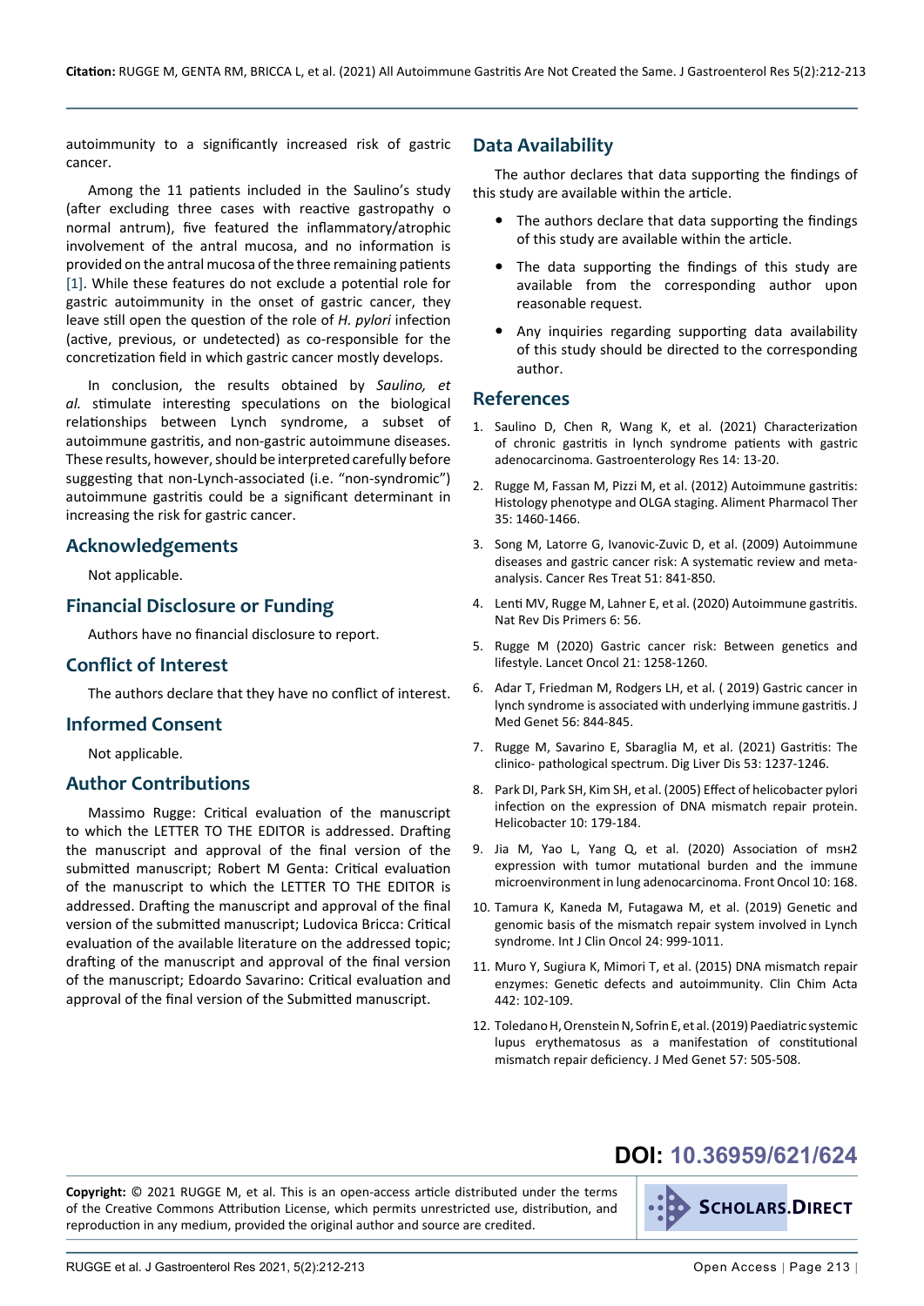autoimmunity to a significantly increased risk of gastric cancer.

Among the 11 patients included in the Saulino's study (after excluding three cases with reactive gastropathy o normal antrum), five featured the inflammatory/atrophic involvement of the antral mucosa, and no information is provided on the antral mucosa of the three remaining patients [1]. While these features do not exclude a potential role for gastric autoimmunity in the onset of gastric cancer, they leave still open the question of the role of *H. pylori* infection (active, previous, or undetected) as co-responsible for the concretization field in which gastric cancer mostly develops.

In conclusion, the results obtained by *Saulino, et al.* stimulate interesting speculations on the biological relationships between Lynch syndrome, a subset of autoimmune gastritis, and non-gastric autoimmune diseases. These results, however, should be interpreted carefully before suggesting that non-Lynch-associated (i.e. "non-syndromic") autoimmune gastritis could be a significant determinant in increasing the risk for gastric cancer.

## Acknowledgements

Not applicable.

## Financial Disclosure or Funding

Authors have no financial disclosure to report.

## Conflict of Interest

The authors declare that they have no conflict of interest.

## Informed Consent

Not applicable.

## Author Contributions

Massimo Rugge: Critical evaluation of the manuscript to which the LETTER TO THE EDITOR is addressed. Drafting the manuscript and approval of the final version of the submitted manuscript; Robert M Genta: Critical evaluation of the manuscript to which the LETTER TO THE EDITOR is addressed. Drafting the manuscript and approval of the final version of the submitted manuscript; Ludovica Bricca: Critical evaluation of the available literature on the addressed topic; drafting of the manuscript and approval of the final version of the manuscript; Edoardo Savarino: Critical evaluation and approval of the final version of the Submitted manuscript.

## Data Availability

The author declares that data supporting the findings of this study are available within the article.

- The authors declare that data supporting the findings of this study are available within the article.
- The data supporting the findings of this study are available from the corresponding author upon reasonable request.
- Any inquiries regarding supporting data availability of this study should be directed to the corresponding author.

## References

1. Saulino D, Chen R, Wang K, et al. (2021) Characterization of chronic gastritis in lynch syndrome patients with gastric adenocarcinoma. Gastroenterology Res 14: 13-20.
2. Rugge M, Fassan M, Pizzi M, et al. (2012) Autoimmune gastritis: Histology phenotype and OLGA staging. Aliment Pharmacol Ther 35: 1460-1466.
3. Song M, Latorre G, Ivanovic-Zuvic D, et al. (2009) Autoimmune diseases and gastric cancer risk: A systematic review and meta-analysis. Cancer Res Treat 51: 841-850.
4. Lenti MV, Rugge M, Lahner E, et al. (2020) Autoimmune gastritis. Nat Rev Dis Primers 6: 56.
5. Rugge M (2020) Gastric cancer risk: Between genetics and lifestyle. Lancet Oncol 21: 1258-1260.
6. Adar T, Friedman M, Rodgers LH, et al. ( 2019) Gastric cancer in lynch syndrome is associated with underlying immune gastritis. J Med Genet 56: 844-845.
7. Rugge M, Savarino E, Sbaraglia M, et al. (2021) Gastritis: The clinico- pathological spectrum. Dig Liver Dis 53: 1237-1246.
8. Park DI, Park SH, Kim SH, et al. (2005) Effect of helicobacter pylori infection on the expression of DNA mismatch repair protein. Helicobacter 10: 179-184.
9. Jia M, Yao L, Yang Q, et al. (2020) Association of msʜ2 expression with tumor mutational burden and the immune microenvironment in lung adenocarcinoma. Front Oncol 10: 168.
10. Tamura K, Kaneda M, Futagawa M, et al. (2019) Genetic and genomic basis of the mismatch repair system involved in Lynch syndrome. Int J Clin Oncol 24: 999-1011.
11. Muro Y, Sugiura K, Mimori T, et al. (2015) DNA mismatch repair enzymes: Genetic defects and autoimmunity. Clin Chim Acta 442: 102-109.
12. Toledano H, Orenstein N, Sofrin E, et al. (2019) Paediatric systemic lupus erythematosus as a manifestation of constitutional mismatch repair deficiency. J Med Genet 57: 505-508.

**DOI: 10.36959/621/624**

**Copyright:** © 2021 RUGGE M, et al. This is an open-access article distributed under the terms of the Creative Commons Attribution License, which permits unrestricted use, distribution, and reproduction in any medium, provided the original author and source are credited.